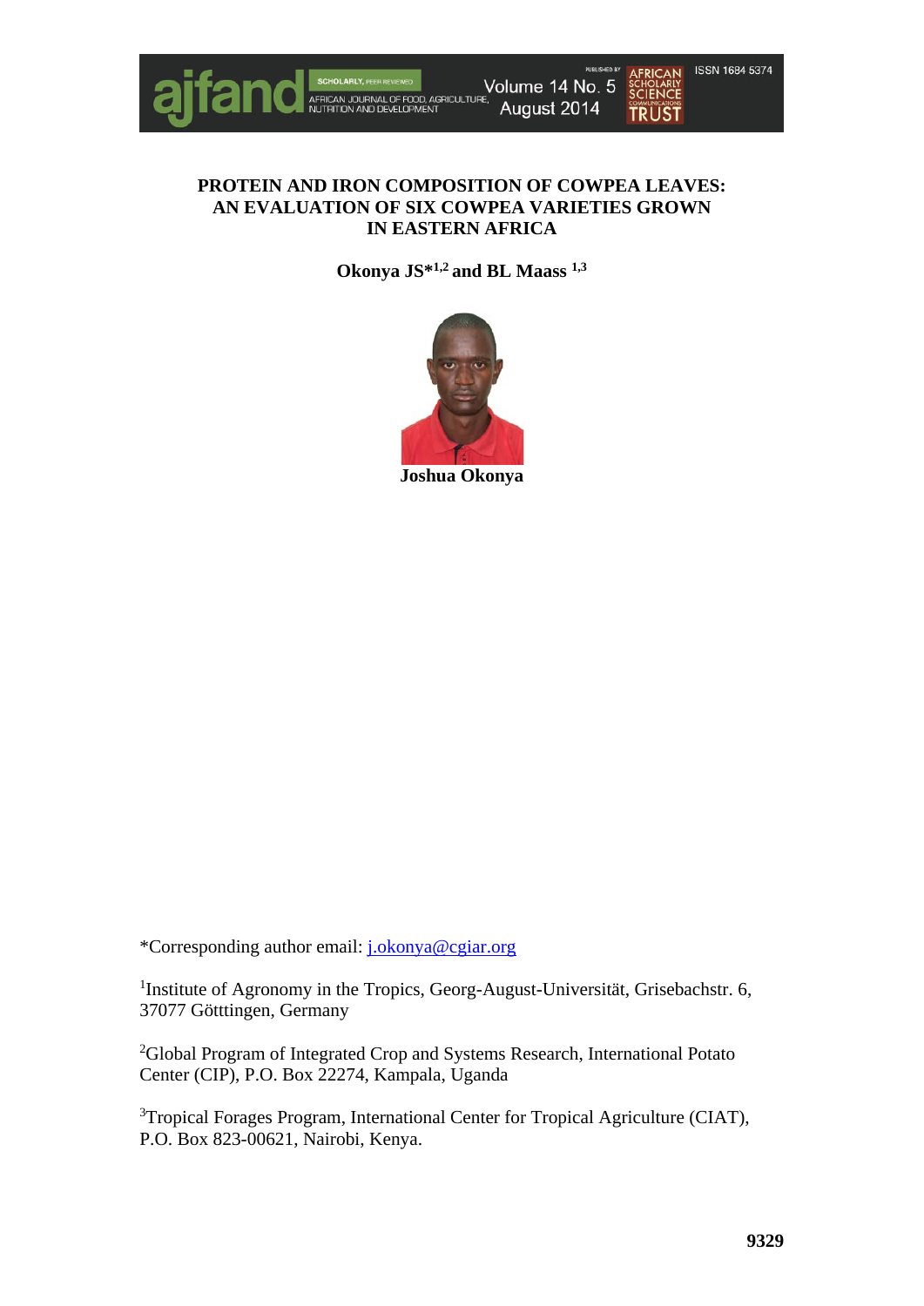# PROTEIN AND IRON COMPOSITION OF COWPEA LEAVES: AN EVALUATION OF SIX COWPEA VARIETIES GROWN IN EASTERN AFRICA

**Okonya JS*[1,2] and BL Maass [1,3]**

**Joshua Okonya**

*Corresponding author email: j.okonya@cgiar.org

[1]Institute of Agronomy in the Tropics, Georg-August-Universität, Grisebachstr. 6, 37077 Götttingen, Germany

[2]Global Program of Integrated Crop and Systems Research, International Potato Center (CIP), P.O. Box 22274, Kampala, Uganda

[3]Tropical Forages Program, International Center for Tropical Agriculture (CIAT), P.O. Box 823-00621, Nairobi, Kenya.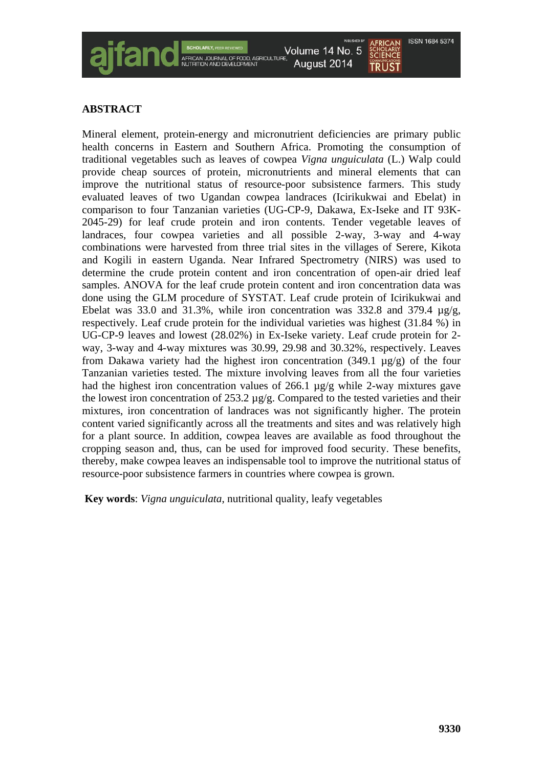## ABSTRACT

Mineral element, protein-energy and micronutrient deficiencies are primary public health concerns in Eastern and Southern Africa. Promoting the consumption of traditional vegetables such as leaves of cowpea *Vigna unguiculata* (L.) Walp could provide cheap sources of protein, micronutrients and mineral elements that can improve the nutritional status of resource-poor subsistence farmers. This study evaluated leaves of two Ugandan cowpea landraces (Icirikukwai and Ebelat) in comparison to four Tanzanian varieties (UG-CP-9, Dakawa, Ex-Iseke and IT 93K-2045-29) for leaf crude protein and iron contents. Tender vegetable leaves of landraces, four cowpea varieties and all possible 2-way, 3-way and 4-way combinations were harvested from three trial sites in the villages of Serere, Kikota and Kogili in eastern Uganda. Near Infrared Spectrometry (NIRS) was used to determine the crude protein content and iron concentration of open-air dried leaf samples. ANOVA for the leaf crude protein content and iron concentration data was done using the GLM procedure of SYSTAT. Leaf crude protein of Icirikukwai and Ebelat was 33.0 and 31.3%, while iron concentration was 332.8 and 379.4 µg/g, respectively. Leaf crude protein for the individual varieties was highest (31.84 %) in UG-CP-9 leaves and lowest (28.02%) in Ex-Iseke variety. Leaf crude protein for 2-way, 3-way and 4-way mixtures was 30.99, 29.98 and 30.32%, respectively. Leaves from Dakawa variety had the highest iron concentration (349.1 µg/g) of the four Tanzanian varieties tested. The mixture involving leaves from all the four varieties had the highest iron concentration values of 266.1 µg/g while 2-way mixtures gave the lowest iron concentration of 253.2 µg/g. Compared to the tested varieties and their mixtures, iron concentration of landraces was not significantly higher. The protein content varied significantly across all the treatments and sites and was relatively high for a plant source. In addition, cowpea leaves are available as food throughout the cropping season and, thus, can be used for improved food security. These benefits, thereby, make cowpea leaves an indispensable tool to improve the nutritional status of resource-poor subsistence farmers in countries where cowpea is grown.

**Key words**: *Vigna unguiculata*, nutritional quality, leafy vegetables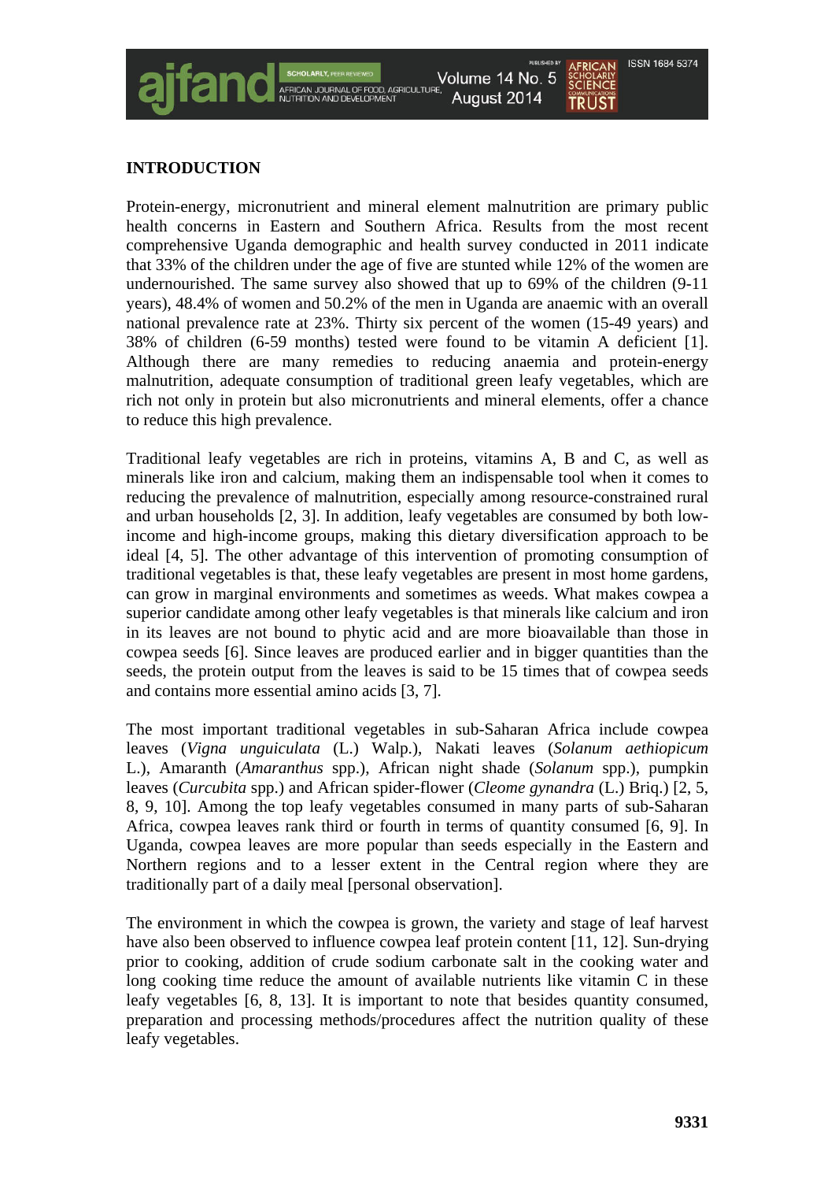## INTRODUCTION

Protein-energy, micronutrient and mineral element malnutrition are primary public health concerns in Eastern and Southern Africa. Results from the most recent comprehensive Uganda demographic and health survey conducted in 2011 indicate that 33% of the children under the age of five are stunted while 12% of the women are undernourished. The same survey also showed that up to 69% of the children (9-11 years), 48.4% of women and 50.2% of the men in Uganda are anaemic with an overall national prevalence rate at 23%. Thirty six percent of the women (15-49 years) and 38% of children (6-59 months) tested were found to be vitamin A deficient [1]. Although there are many remedies to reducing anaemia and protein-energy malnutrition, adequate consumption of traditional green leafy vegetables, which are rich not only in protein but also micronutrients and mineral elements, offer a chance to reduce this high prevalence.

Traditional leafy vegetables are rich in proteins, vitamins A, B and C, as well as minerals like iron and calcium, making them an indispensable tool when it comes to reducing the prevalence of malnutrition, especially among resource-constrained rural and urban households [2, 3]. In addition, leafy vegetables are consumed by both low-income and high-income groups, making this dietary diversification approach to be ideal [4, 5]. The other advantage of this intervention of promoting consumption of traditional vegetables is that, these leafy vegetables are present in most home gardens, can grow in marginal environments and sometimes as weeds. What makes cowpea a superior candidate among other leafy vegetables is that minerals like calcium and iron in its leaves are not bound to phytic acid and are more bioavailable than those in cowpea seeds [6]. Since leaves are produced earlier and in bigger quantities than the seeds, the protein output from the leaves is said to be 15 times that of cowpea seeds and contains more essential amino acids [3, 7].

The most important traditional vegetables in sub-Saharan Africa include cowpea leaves (*Vigna unguiculata* (L.) Walp.), Nakati leaves (*Solanum aethiopicum* L.), Amaranth (*Amaranthus* spp.), African night shade (*Solanum* spp.), pumpkin leaves (*Curcubita* spp.) and African spider-flower (*Cleome gynandra* (L.) Briq.) [2, 5, 8, 9, 10]. Among the top leafy vegetables consumed in many parts of sub-Saharan Africa, cowpea leaves rank third or fourth in terms of quantity consumed [6, 9]. In Uganda, cowpea leaves are more popular than seeds especially in the Eastern and Northern regions and to a lesser extent in the Central region where they are traditionally part of a daily meal [personal observation].

The environment in which the cowpea is grown, the variety and stage of leaf harvest have also been observed to influence cowpea leaf protein content [11, 12]. Sun-drying prior to cooking, addition of crude sodium carbonate salt in the cooking water and long cooking time reduce the amount of available nutrients like vitamin C in these leafy vegetables [6, 8, 13]. It is important to note that besides quantity consumed, preparation and processing methods/procedures affect the nutrition quality of these leafy vegetables.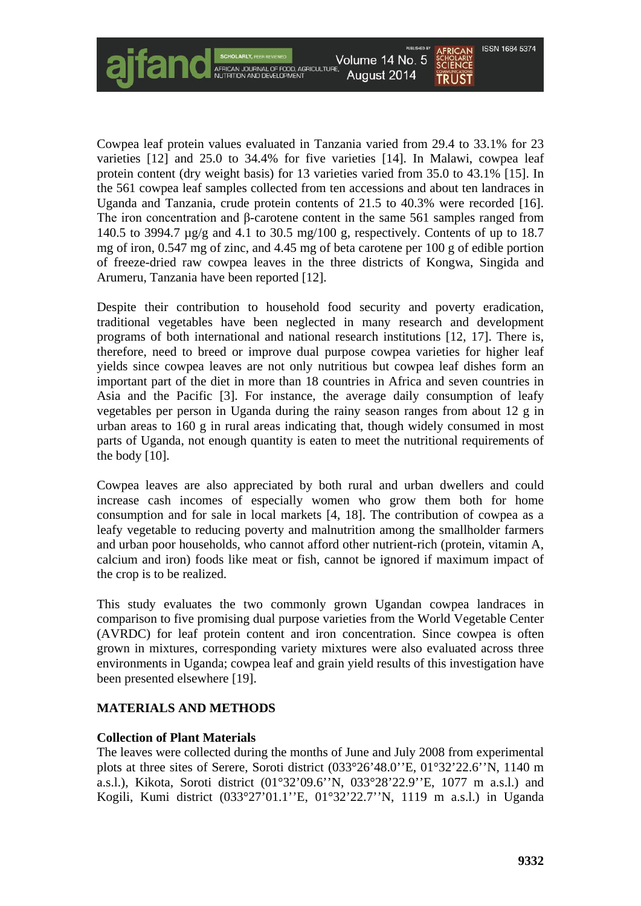Cowpea leaf protein values evaluated in Tanzania varied from 29.4 to 33.1% for 23 varieties [12] and 25.0 to 34.4% for five varieties [14]. In Malawi, cowpea leaf protein content (dry weight basis) for 13 varieties varied from 35.0 to 43.1% [15]. In the 561 cowpea leaf samples collected from ten accessions and about ten landraces in Uganda and Tanzania, crude protein contents of 21.5 to 40.3% were recorded [16]. The iron concentration and β-carotene content in the same 561 samples ranged from 140.5 to 3994.7 µg/g and 4.1 to 30.5 mg/100 g, respectively. Contents of up to 18.7 mg of iron, 0.547 mg of zinc, and 4.45 mg of beta carotene per 100 g of edible portion of freeze-dried raw cowpea leaves in the three districts of Kongwa, Singida and Arumeru, Tanzania have been reported [12].

Despite their contribution to household food security and poverty eradication, traditional vegetables have been neglected in many research and development programs of both international and national research institutions [12, 17]. There is, therefore, need to breed or improve dual purpose cowpea varieties for higher leaf yields since cowpea leaves are not only nutritious but cowpea leaf dishes form an important part of the diet in more than 18 countries in Africa and seven countries in Asia and the Pacific [3]. For instance, the average daily consumption of leafy vegetables per person in Uganda during the rainy season ranges from about 12 g in urban areas to 160 g in rural areas indicating that, though widely consumed in most parts of Uganda, not enough quantity is eaten to meet the nutritional requirements of the body [10].

Cowpea leaves are also appreciated by both rural and urban dwellers and could increase cash incomes of especially women who grow them both for home consumption and for sale in local markets [4, 18]. The contribution of cowpea as a leafy vegetable to reducing poverty and malnutrition among the smallholder farmers and urban poor households, who cannot afford other nutrient-rich (protein, vitamin A, calcium and iron) foods like meat or fish, cannot be ignored if maximum impact of the crop is to be realized.

This study evaluates the two commonly grown Ugandan cowpea landraces in comparison to five promising dual purpose varieties from the World Vegetable Center (AVRDC) for leaf protein content and iron concentration. Since cowpea is often grown in mixtures, corresponding variety mixtures were also evaluated across three environments in Uganda; cowpea leaf and grain yield results of this investigation have been presented elsewhere [19].

## MATERIALS AND METHODS

### Collection of Plant Materials

The leaves were collected during the months of June and July 2008 from experimental plots at three sites of Serere, Soroti district (033°26'48.0''E, 01°32'22.6''N, 1140 m a.s.l.), Kikota, Soroti district (01°32'09.6''N, 033°28'22.9''E, 1077 m a.s.l.) and Kogili, Kumi district (033°27'01.1''E, 01°32'22.7''N, 1119 m a.s.l.) in Uganda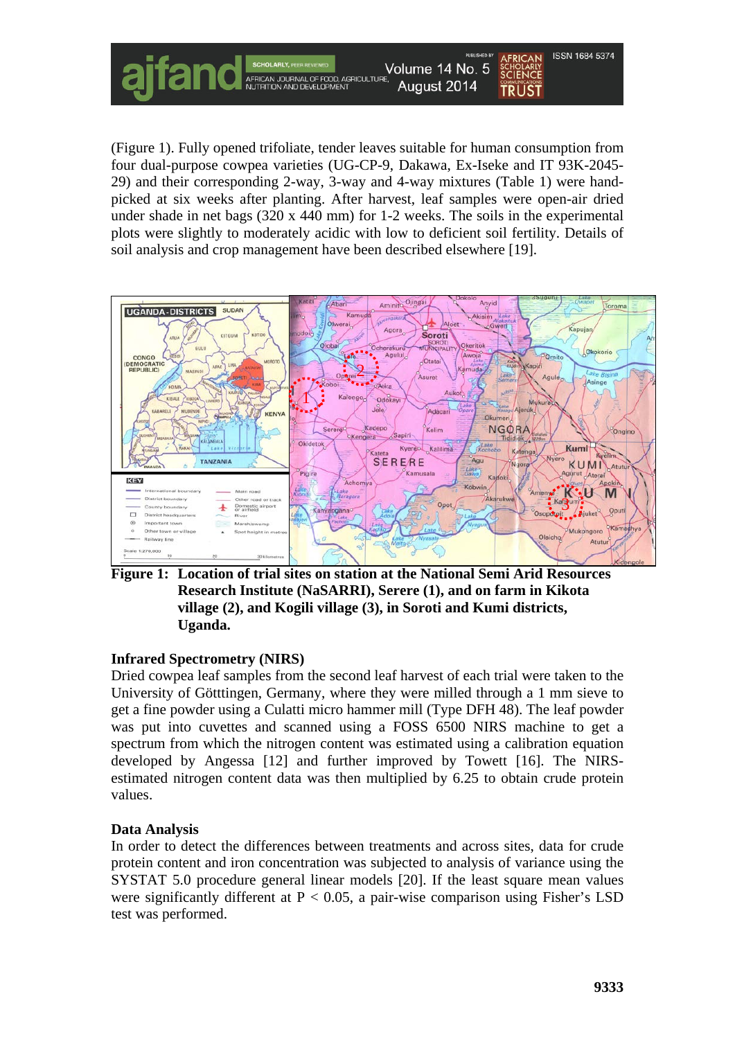(Figure 1). Fully opened trifoliate, tender leaves suitable for human consumption from four dual-purpose cowpea varieties (UG-CP-9, Dakawa, Ex-Iseke and IT 93K-2045-29) and their corresponding 2-way, 3-way and 4-way mixtures (Table 1) were hand-picked at six weeks after planting. After harvest, leaf samples were open-air dried under shade in net bags (320 x 440 mm) for 1-2 weeks. The soils in the experimental plots were slightly to moderately acidic with low to deficient soil fertility. Details of soil analysis and crop management have been described elsewhere [19].

**Figure 1: Location of trial sites on station at the National Semi Arid Resources Research Institute (NaSARRI), Serere (1), and on farm in Kikota village (2), and Kogili village (3), in Soroti and Kumi districts, Uganda.**

### Infrared Spectrometry (NIRS)

Dried cowpea leaf samples from the second leaf harvest of each trial were taken to the University of Götttingen, Germany, where they were milled through a 1 mm sieve to get a fine powder using a Culatti micro hammer mill (Type DFH 48). The leaf powder was put into cuvettes and scanned using a FOSS 6500 NIRS machine to get a spectrum from which the nitrogen content was estimated using a calibration equation developed by Angessa [12] and further improved by Towett [16]. The NIRS-estimated nitrogen content data was then multiplied by 6.25 to obtain crude protein values.

### Data Analysis

In order to detect the differences between treatments and across sites, data for crude protein content and iron concentration was subjected to analysis of variance using the SYSTAT 5.0 procedure general linear models [20]. If the least square mean values were significantly different at $P < 0.05$, a pair-wise comparison using Fisher's LSD test was performed.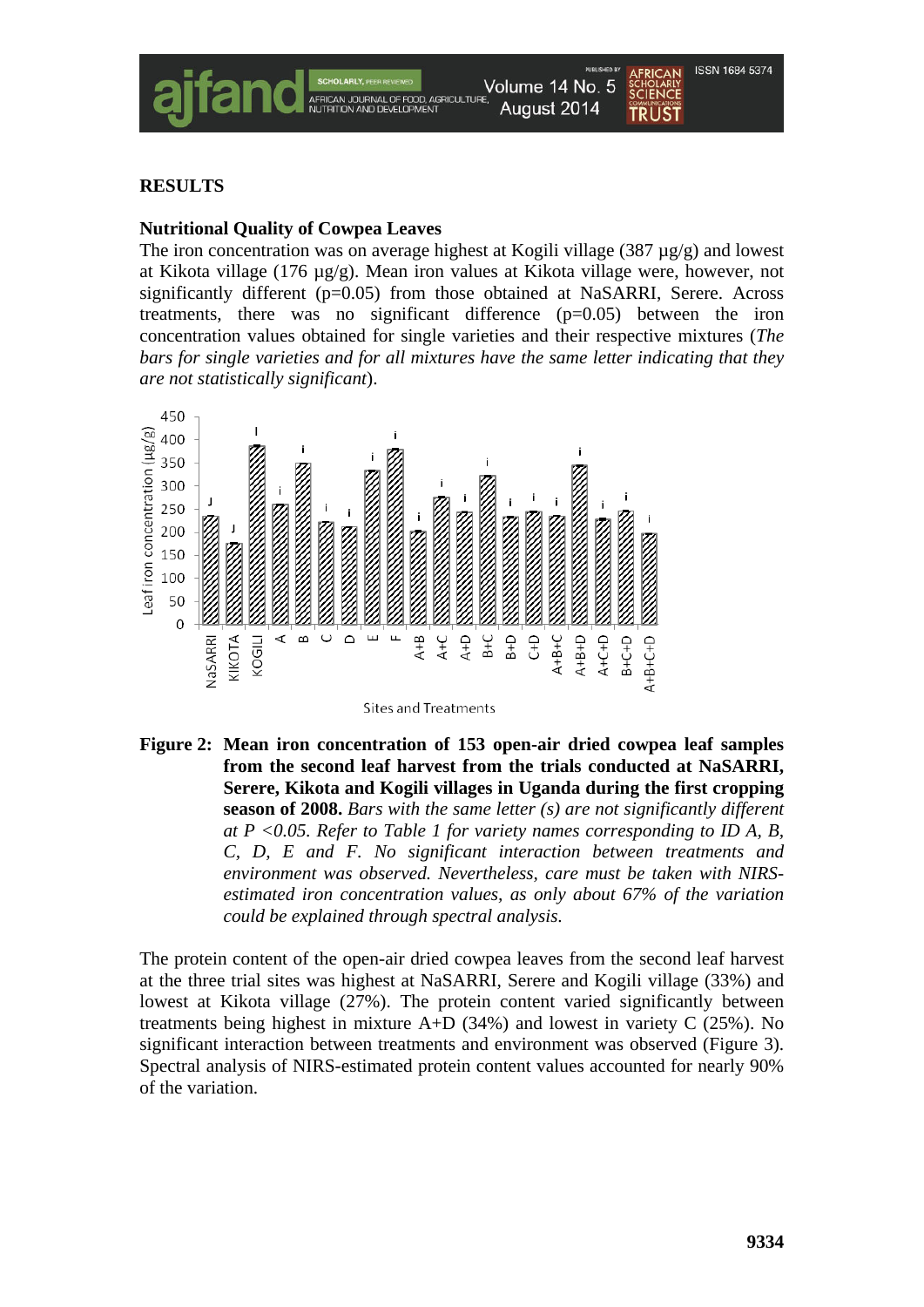## RESULTS

### Nutritional Quality of Cowpea Leaves

The iron concentration was on average highest at Kogili village (387 µg/g) and lowest at Kikota village (176 µg/g). Mean iron values at Kikota village were, however, not significantly different (p=0.05) from those obtained at NaSARRI, Serere. Across treatments, there was no significant difference (p=0.05) between the iron concentration values obtained for single varieties and their respective mixtures (*The bars for single varieties and for all mixtures have the same letter indicating that they are not statistically significant*).

**Figure 2: Mean iron concentration of 153 open-air dried cowpea leaf samples from the second leaf harvest from the trials conducted at NaSARRI, Serere, Kikota and Kogili villages in Uganda during the first cropping season of 2008.** *Bars with the same letter (s) are not significantly different at P <0.05. Refer to Table 1 for variety names corresponding to ID A, B, C, D, E and F. No significant interaction between treatments and environment was observed. Nevertheless, care must be taken with NIRS-estimated iron concentration values, as only about 67% of the variation could be explained through spectral analysis.*

The protein content of the open-air dried cowpea leaves from the second leaf harvest at the three trial sites was highest at NaSARRI, Serere and Kogili village (33%) and lowest at Kikota village (27%). The protein content varied significantly between treatments being highest in mixture A+D (34%) and lowest in variety C (25%). No significant interaction between treatments and environment was observed (Figure 3). Spectral analysis of NIRS-estimated protein content values accounted for nearly 90% of the variation.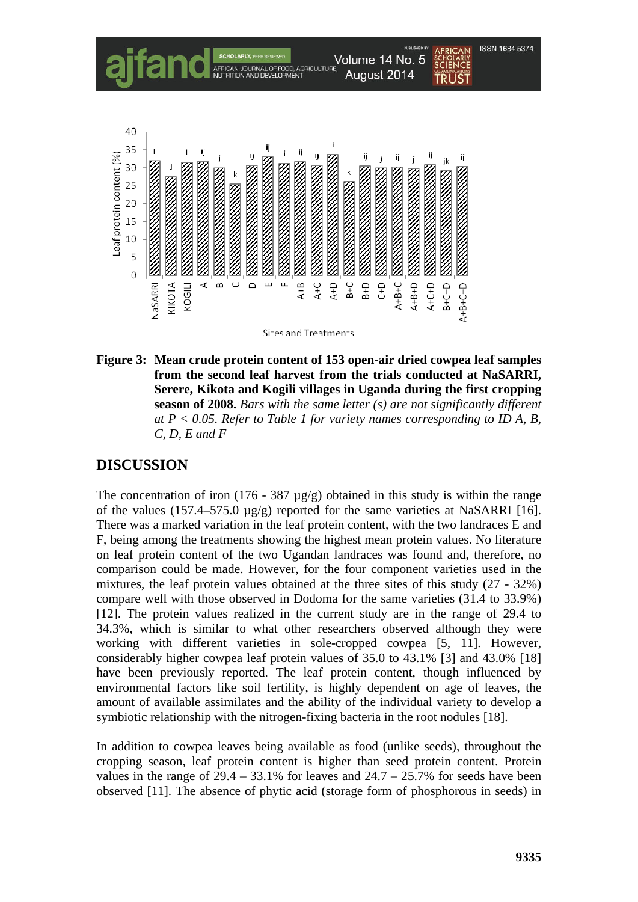**Figure 3: Mean crude protein content of 153 open-air dried cowpea leaf samples from the second leaf harvest from the trials conducted at NaSARRI, Serere, Kikota and Kogili villages in Uganda during the first cropping season of 2008.** *Bars with the same letter (s) are not significantly different at P < 0.05. Refer to Table 1 for variety names corresponding to ID A, B, C, D, E and F*

## DISCUSSION

The concentration of iron (176 - 387 µg/g) obtained in this study is within the range of the values (157.4–575.0 µg/g) reported for the same varieties at NaSARRI [16]. There was a marked variation in the leaf protein content, with the two landraces E and F, being among the treatments showing the highest mean protein values. No literature on leaf protein content of the two Ugandan landraces was found and, therefore, no comparison could be made. However, for the four component varieties used in the mixtures, the leaf protein values obtained at the three sites of this study (27 - 32%) compare well with those observed in Dodoma for the same varieties (31.4 to 33.9%) [12]. The protein values realized in the current study are in the range of 29.4 to 34.3%, which is similar to what other researchers observed although they were working with different varieties in sole-cropped cowpea [5, 11]. However, considerably higher cowpea leaf protein values of 35.0 to 43.1% [3] and 43.0% [18] have been previously reported. The leaf protein content, though influenced by environmental factors like soil fertility, is highly dependent on age of leaves, the amount of available assimilates and the ability of the individual variety to develop a symbiotic relationship with the nitrogen-fixing bacteria in the root nodules [18].

In addition to cowpea leaves being available as food (unlike seeds), throughout the cropping season, leaf protein content is higher than seed protein content. Protein values in the range of 29.4 – 33.1% for leaves and 24.7 – 25.7% for seeds have been observed [11]. The absence of phytic acid (storage form of phosphorous in seeds) in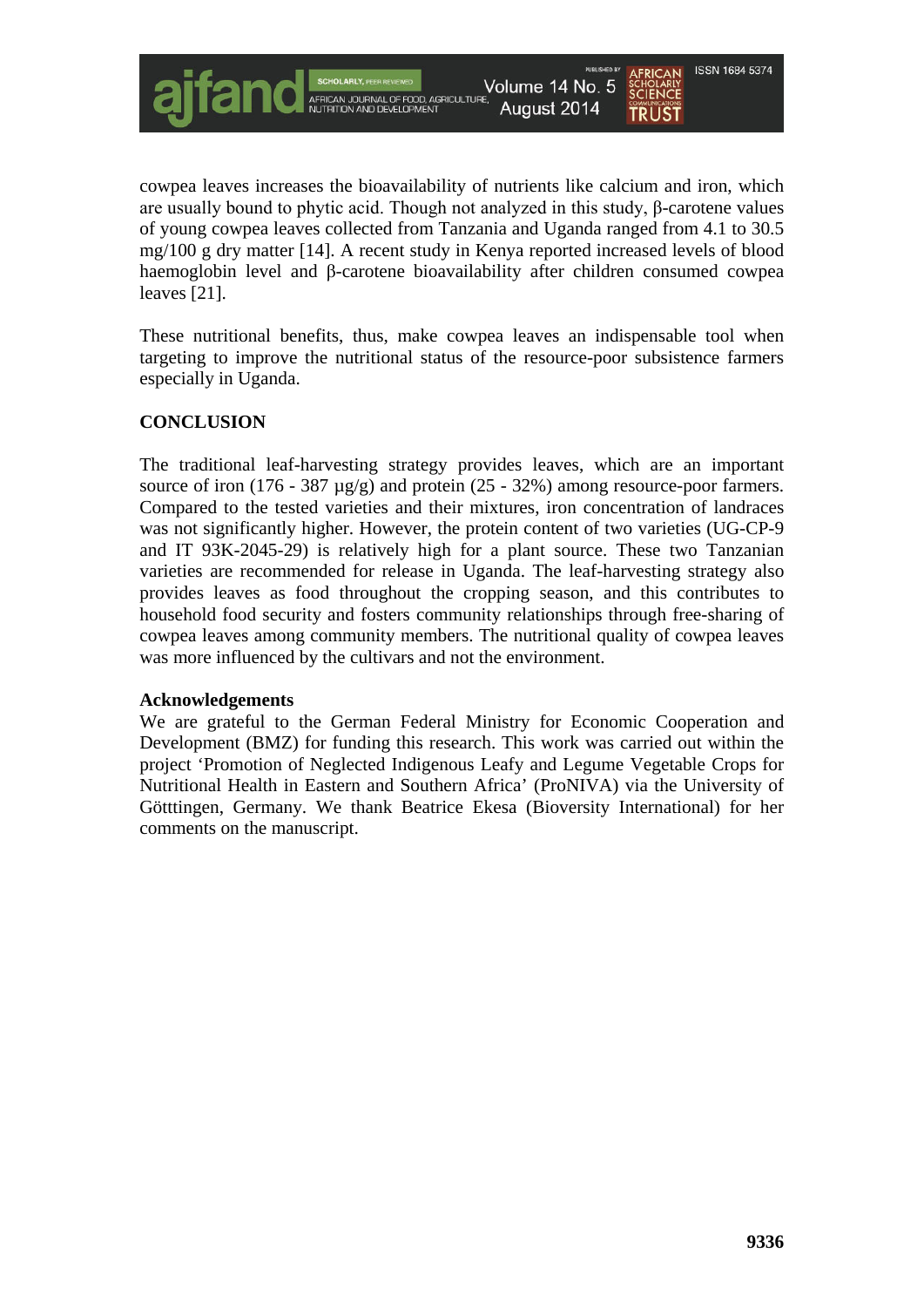cowpea leaves increases the bioavailability of nutrients like calcium and iron, which are usually bound to phytic acid. Though not analyzed in this study, β-carotene values of young cowpea leaves collected from Tanzania and Uganda ranged from 4.1 to 30.5 mg/100 g dry matter [14]. A recent study in Kenya reported increased levels of blood haemoglobin level and β-carotene bioavailability after children consumed cowpea leaves [21].

These nutritional benefits, thus, make cowpea leaves an indispensable tool when targeting to improve the nutritional status of the resource-poor subsistence farmers especially in Uganda.

## CONCLUSION

The traditional leaf-harvesting strategy provides leaves, which are an important source of iron (176 - 387 µg/g) and protein (25 - 32%) among resource-poor farmers. Compared to the tested varieties and their mixtures, iron concentration of landraces was not significantly higher. However, the protein content of two varieties (UG-CP-9 and IT 93K-2045-29) is relatively high for a plant source. These two Tanzanian varieties are recommended for release in Uganda. The leaf-harvesting strategy also provides leaves as food throughout the cropping season, and this contributes to household food security and fosters community relationships through free-sharing of cowpea leaves among community members. The nutritional quality of cowpea leaves was more influenced by the cultivars and not the environment.

### Acknowledgements

We are grateful to the German Federal Ministry for Economic Cooperation and Development (BMZ) for funding this research. This work was carried out within the project 'Promotion of Neglected Indigenous Leafy and Legume Vegetable Crops for Nutritional Health in Eastern and Southern Africa' (ProNIVA) via the University of Götttingen, Germany. We thank Beatrice Ekesa (Bioversity International) for her comments on the manuscript.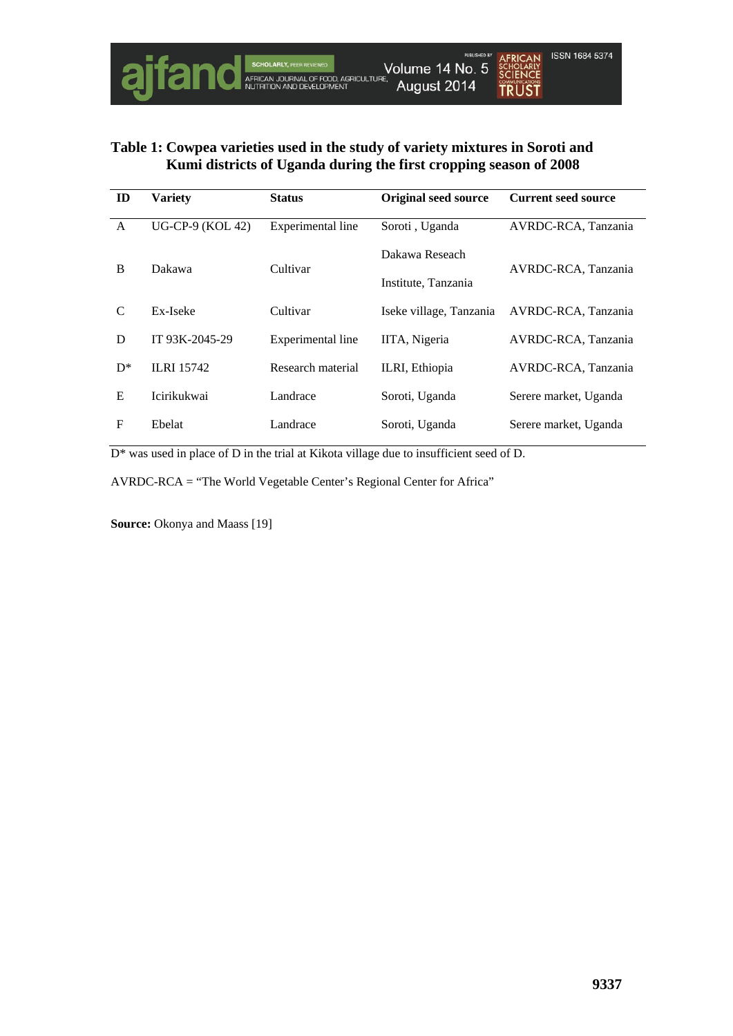**Table 1: Cowpea varieties used in the study of variety mixtures in Soroti and Kumi districts of Uganda during the first cropping season of 2008**

| ID | Variety | Status | Original seed source | Current seed source |
|---|---|---|---|---|
| A | UG-CP-9 (KOL 42) | Experimental line | Soroti , Uganda | AVRDC-RCA, Tanzania |
| B | Dakawa | Cultivar | Dakawa Reseach Institute, Tanzania | AVRDC-RCA, Tanzania |
| C | Ex-Iseke | Cultivar | Iseke village, Tanzania | AVRDC-RCA, Tanzania |
| D | IT 93K-2045-29 | Experimental line | IITA, Nigeria | AVRDC-RCA, Tanzania |
| D* | ILRI 15742 | Research material | ILRI, Ethiopia | AVRDC-RCA, Tanzania |
| E | Icirikukwai | Landrace | Soroti, Uganda | Serere market, Uganda |
| F | Ebelat | Landrace | Soroti, Uganda | Serere market, Uganda |

D* was used in place of D in the trial at Kikota village due to insufficient seed of D.

AVRDC-RCA = "The World Vegetable Center's Regional Center for Africa"

**Source:** Okonya and Maass [19]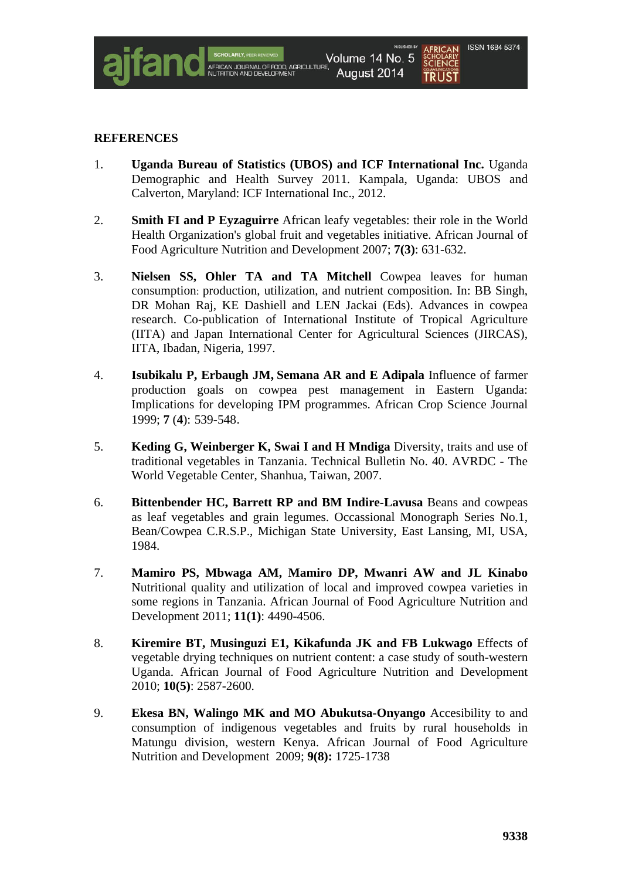## REFERENCES

1. **Uganda Bureau of Statistics (UBOS) and ICF International Inc.** Uganda Demographic and Health Survey 2011. Kampala, Uganda: UBOS and Calverton, Maryland: ICF International Inc., 2012.

2. **Smith FI and P Eyzaguirre** African leafy vegetables: their role in the World Health Organization's global fruit and vegetables initiative. African Journal of Food Agriculture Nutrition and Development 2007; **7(3)**: 631-632.

3. **Nielsen SS, Ohler TA and TA Mitchell** Cowpea leaves for human consumption: production, utilization, and nutrient composition. In: BB Singh, DR Mohan Raj, KE Dashiell and LEN Jackai (Eds). Advances in cowpea research. Co-publication of International Institute of Tropical Agriculture (IITA) and Japan International Center for Agricultural Sciences (JIRCAS), IITA, Ibadan, Nigeria, 1997.

4. **Isubikalu P, Erbaugh JM, Semana AR and E Adipala** Influence of farmer production goals on cowpea pest management in Eastern Uganda: Implications for developing IPM programmes. African Crop Science Journal 1999; **7** (**4**): 539-548.

5. **Keding G, Weinberger K, Swai I and H Mndiga** Diversity, traits and use of traditional vegetables in Tanzania. Technical Bulletin No. 40. AVRDC - The World Vegetable Center, Shanhua, Taiwan, 2007.

6. **Bittenbender HC, Barrett RP and BM Indire-Lavusa** Beans and cowpeas as leaf vegetables and grain legumes. Occassional Monograph Series No.1, Bean/Cowpea C.R.S.P., Michigan State University, East Lansing, MI, USA, 1984.

7. **Mamiro PS, Mbwaga AM, Mamiro DP, Mwanri AW and JL Kinabo** Nutritional quality and utilization of local and improved cowpea varieties in some regions in Tanzania. African Journal of Food Agriculture Nutrition and Development 2011; **11(1)**: 4490-4506.

8. **Kiremire BT, Musinguzi E1, Kikafunda JK and FB Lukwago** Effects of vegetable drying techniques on nutrient content: a case study of south-western Uganda. African Journal of Food Agriculture Nutrition and Development 2010; **10(5)**: 2587-2600.

9. **Ekesa BN, Walingo MK and MO Abukutsa-Onyango** Accesibility to and consumption of indigenous vegetables and fruits by rural households in Matungu division, western Kenya. African Journal of Food Agriculture Nutrition and Development 2009; **9(8):** 1725-1738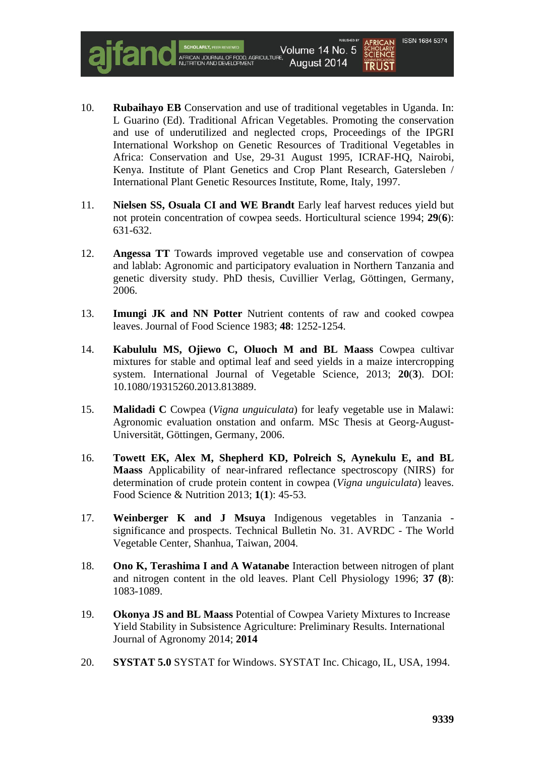10. **Rubaihayo EB** Conservation and use of traditional vegetables in Uganda. In: L Guarino (Ed). Traditional African Vegetables. Promoting the conservation and use of underutilized and neglected crops, Proceedings of the IPGRI International Workshop on Genetic Resources of Traditional Vegetables in Africa: Conservation and Use, 29-31 August 1995, ICRAF-HQ, Nairobi, Kenya. Institute of Plant Genetics and Crop Plant Research, Gatersleben / International Plant Genetic Resources Institute, Rome, Italy, 1997.

11. **Nielsen SS, Osuala CI and WE Brandt** Early leaf harvest reduces yield but not protein concentration of cowpea seeds. Horticultural science 1994; **29**(**6**): 631-632.

12. **Angessa TT** Towards improved vegetable use and conservation of cowpea and lablab: Agronomic and participatory evaluation in Northern Tanzania and genetic diversity study. PhD thesis, Cuvillier Verlag, Göttingen, Germany, 2006.

13. **Imungi JK and NN Potter** Nutrient contents of raw and cooked cowpea leaves. Journal of Food Science 1983; **48**: 1252-1254.

14. **Kabululu MS, Ojiewo C, Oluoch M and BL Maass** Cowpea cultivar mixtures for stable and optimal leaf and seed yields in a maize intercropping system. International Journal of Vegetable Science, 2013; **20**(**3**). DOI: 10.1080/19315260.2013.813889.

15. **Malidadi C** Cowpea (*Vigna unguiculata*) for leafy vegetable use in Malawi: Agronomic evaluation onstation and onfarm. MSc Thesis at Georg-August-Universität, Göttingen, Germany, 2006.

16. **Towett EK, Alex M, Shepherd KD, Polreich S, Aynekulu E, and BL Maass** Applicability of near-infrared reflectance spectroscopy (NIRS) for determination of crude protein content in cowpea (*Vigna unguiculata*) leaves. Food Science & Nutrition 2013; **1**(**1**): 45-53.

17. **Weinberger K and J Msuya** Indigenous vegetables in Tanzania - significance and prospects. Technical Bulletin No. 31. AVRDC - The World Vegetable Center, Shanhua, Taiwan, 2004.

18. **Ono K, Terashima I and A Watanabe** Interaction between nitrogen of plant and nitrogen content in the old leaves. Plant Cell Physiology 1996; **37 (8)**: 1083-1089.

19. **Okonya JS and BL Maass** Potential of Cowpea Variety Mixtures to Increase Yield Stability in Subsistence Agriculture: Preliminary Results. International Journal of Agronomy 2014; **2014**

20. **SYSTAT 5.0** SYSTAT for Windows. SYSTAT Inc. Chicago, IL, USA, 1994.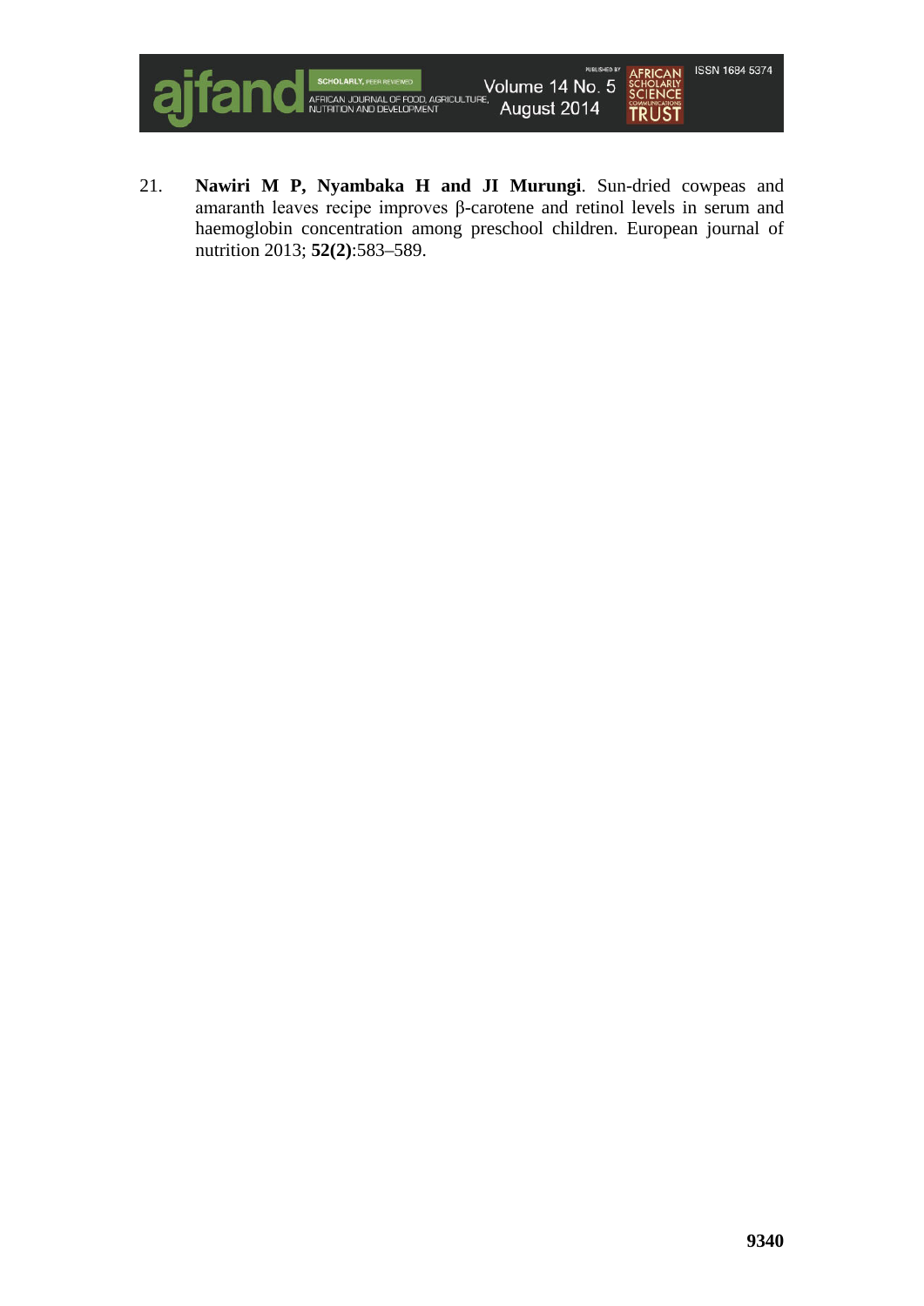21. **Nawiri M P, Nyambaka H and JI Murungi**. Sun-dried cowpeas and amaranth leaves recipe improves β-carotene and retinol levels in serum and haemoglobin concentration among preschool children. European journal of nutrition 2013; **52(2)**:583–589.